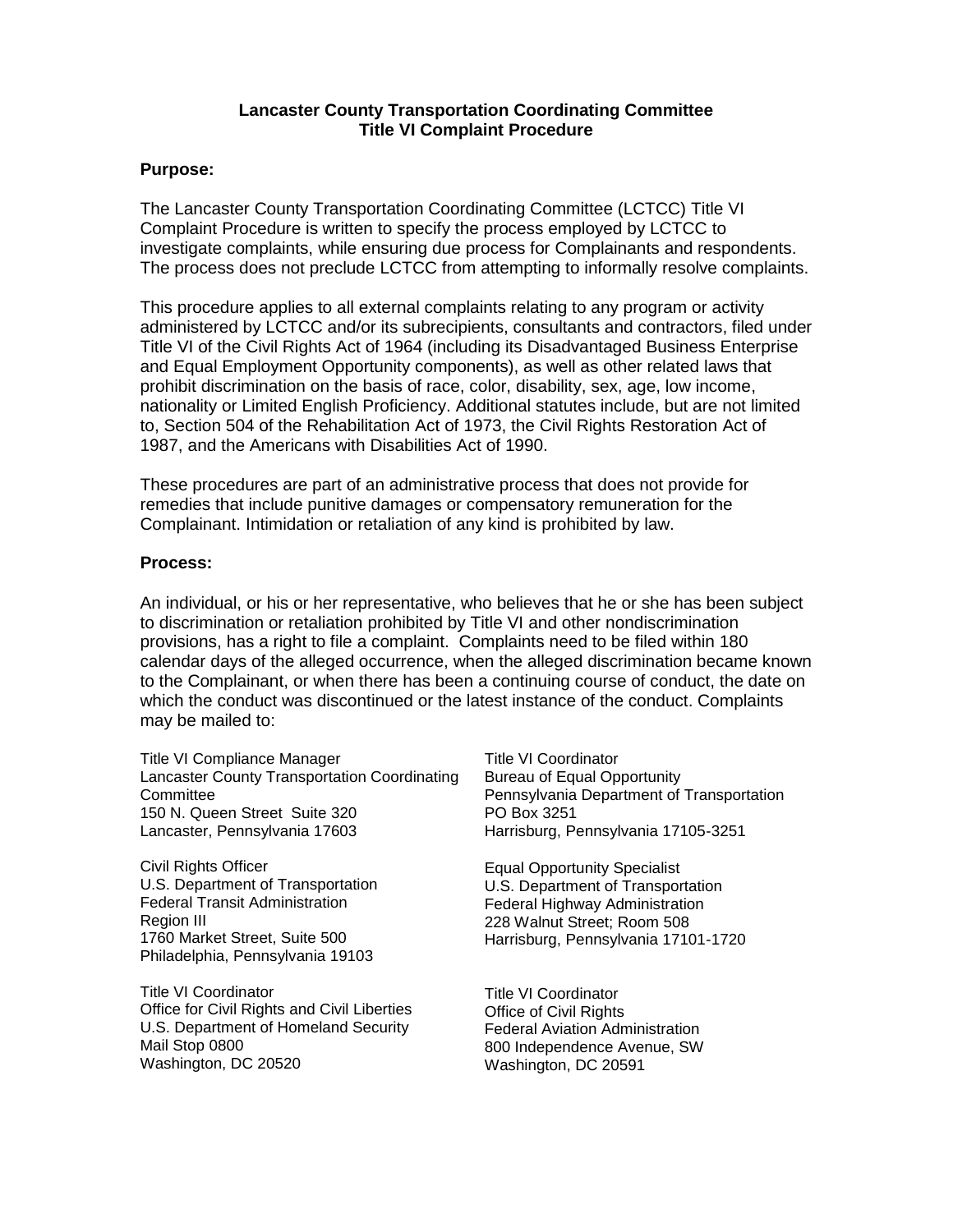# Lancaster County Transportation Coordinating Committee
# Title VI Complaint Procedure

## Purpose:

The Lancaster County Transportation Coordinating Committee (LCTCC) Title VI Complaint Procedure is written to specify the process employed by LCTCC to investigate complaints, while ensuring due process for Complainants and respondents. The process does not preclude LCTCC from attempting to informally resolve complaints.

This procedure applies to all external complaints relating to any program or activity administered by LCTCC and/or its subrecipients, consultants and contractors, filed under Title VI of the Civil Rights Act of 1964 (including its Disadvantaged Business Enterprise and Equal Employment Opportunity components), as well as other related laws that prohibit discrimination on the basis of race, color, disability, sex, age, low income, nationality or Limited English Proficiency. Additional statutes include, but are not limited to, Section 504 of the Rehabilitation Act of 1973, the Civil Rights Restoration Act of 1987, and the Americans with Disabilities Act of 1990.

These procedures are part of an administrative process that does not provide for remedies that include punitive damages or compensatory remuneration for the Complainant. Intimidation or retaliation of any kind is prohibited by law.

## Process:

An individual, or his or her representative, who believes that he or she has been subject to discrimination or retaliation prohibited by Title VI and other nondiscrimination provisions, has a right to file a complaint. Complaints need to be filed within 180 calendar days of the alleged occurrence, when the alleged discrimination became known to the Complainant, or when there has been a continuing course of conduct, the date on which the conduct was discontinued or the latest instance of the conduct. Complaints may be mailed to:

Title VI Compliance Manager
Lancaster County Transportation Coordinating Committee
150 N. Queen Street Suite 320
Lancaster, Pennsylvania 17603

Title VI Coordinator
Bureau of Equal Opportunity
Pennsylvania Department of Transportation
PO Box 3251
Harrisburg, Pennsylvania 17105-3251

Civil Rights Officer
U.S. Department of Transportation
Federal Transit Administration
Region III
1760 Market Street, Suite 500
Philadelphia, Pennsylvania 19103

Equal Opportunity Specialist
U.S. Department of Transportation
Federal Highway Administration
228 Walnut Street; Room 508
Harrisburg, Pennsylvania 17101-1720

Title VI Coordinator
Office for Civil Rights and Civil Liberties
U.S. Department of Homeland Security
Mail Stop 0800
Washington, DC 20520

Title VI Coordinator
Office of Civil Rights
Federal Aviation Administration
800 Independence Avenue, SW
Washington, DC 20591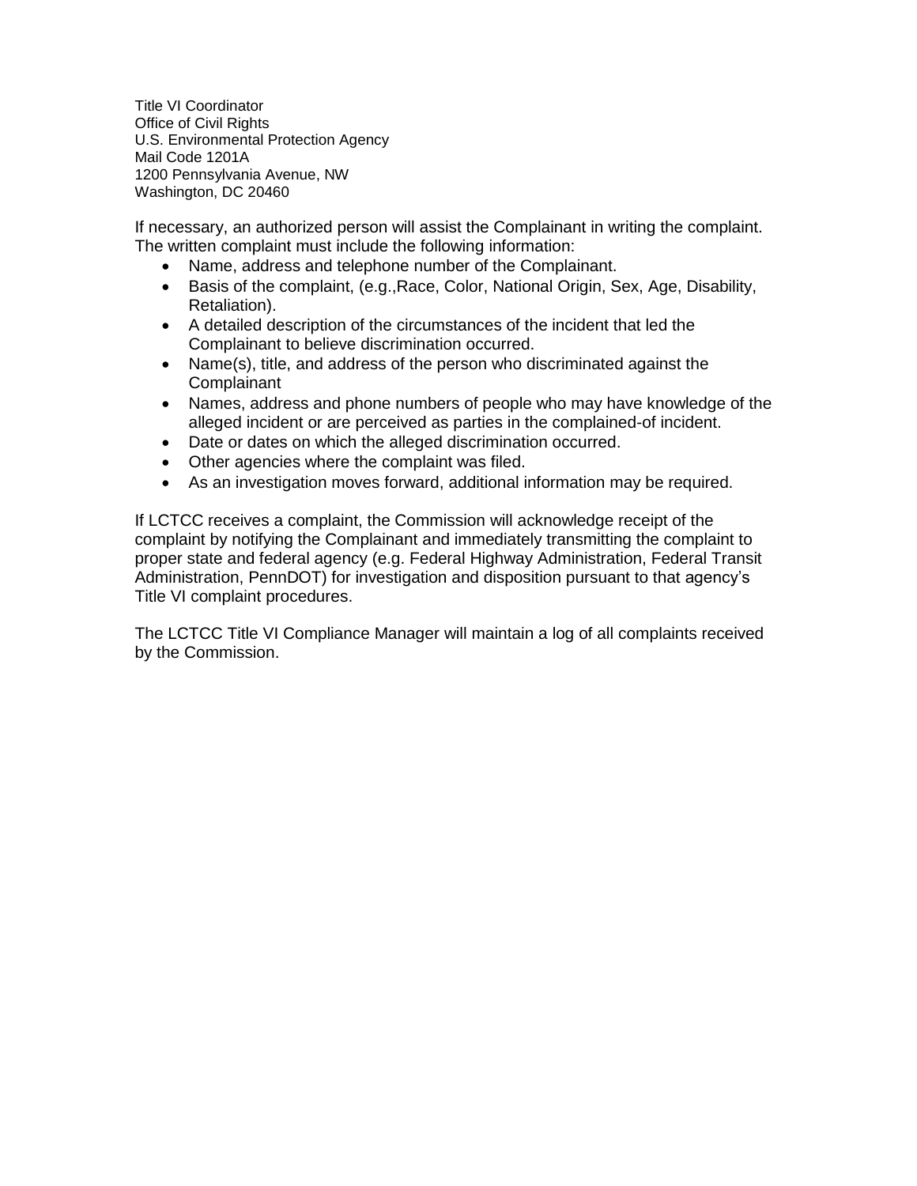Title VI Coordinator
Office of Civil Rights
U.S. Environmental Protection Agency
Mail Code 1201A
1200 Pennsylvania Avenue, NW
Washington, DC 20460

If necessary, an authorized person will assist the Complainant in writing the complaint. The written complaint must include the following information:

- Name, address and telephone number of the Complainant.
- Basis of the complaint, (e.g.,Race, Color, National Origin, Sex, Age, Disability, Retaliation).
- A detailed description of the circumstances of the incident that led the Complainant to believe discrimination occurred.
- Name(s), title, and address of the person who discriminated against the Complainant
- Names, address and phone numbers of people who may have knowledge of the alleged incident or are perceived as parties in the complained-of incident.
- Date or dates on which the alleged discrimination occurred.
- Other agencies where the complaint was filed.
- As an investigation moves forward, additional information may be required.

If LCTCC receives a complaint, the Commission will acknowledge receipt of the complaint by notifying the Complainant and immediately transmitting the complaint to proper state and federal agency (e.g. Federal Highway Administration, Federal Transit Administration, PennDOT) for investigation and disposition pursuant to that agency's Title VI complaint procedures.

The LCTCC Title VI Compliance Manager will maintain a log of all complaints received by the Commission.